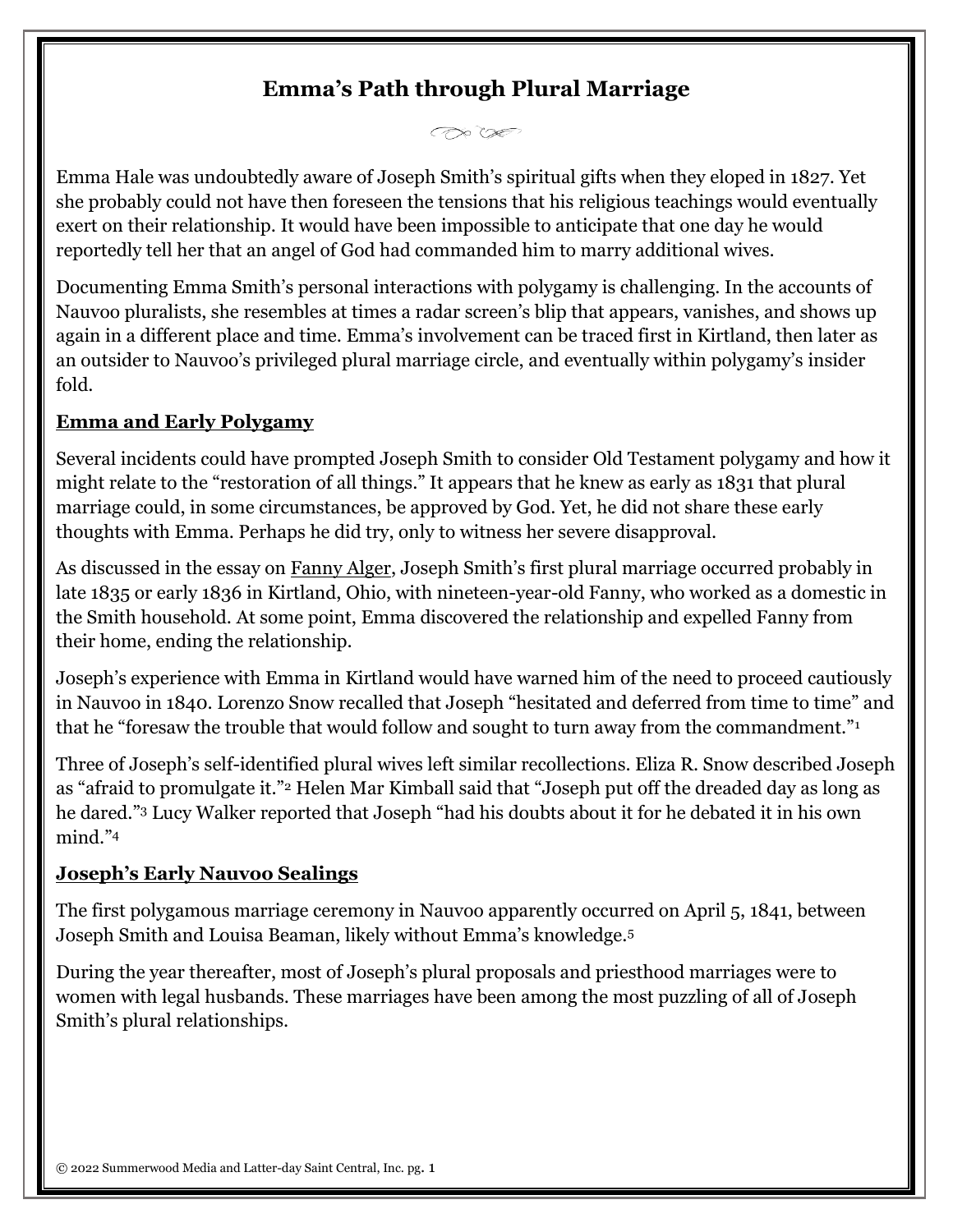# Emma's Path through Plural Marriage

Emma Hale was undoubtedly aware of Joseph Smith's spiritual gifts when they eloped in 1827. Yet she probably could not have then foreseen the tensions that his religious teachings would eventually exert on their relationship. It would have been impossible to anticipate that one day he would reportedly tell her that an angel of God had commanded him to marry additional wives.

Documenting Emma Smith's personal interactions with polygamy is challenging. In the accounts of Nauvoo pluralists, she resembles at times a radar screen's blip that appears, vanishes, and shows up again in a different place and time. Emma's involvement can be traced first in Kirtland, then later as an outsider to Nauvoo's privileged plural marriage circle, and eventually within polygamy's insider fold.

## Emma and Early Polygamy

Several incidents could have prompted Joseph Smith to consider Old Testament polygamy and how it might relate to the "restoration of all things." It appears that he knew as early as 1831 that plural marriage could, in some circumstances, be approved by God. Yet, he did not share these early thoughts with Emma. Perhaps he did try, only to witness her severe disapproval.

As discussed in the essay on Fanny Alger, Joseph Smith's first plural marriage occurred probably in late 1835 or early 1836 in Kirtland, Ohio, with nineteen-year-old Fanny, who worked as a domestic in the Smith household. At some point, Emma discovered the relationship and expelled Fanny from their home, ending the relationship.

Joseph's experience with Emma in Kirtland would have warned him of the need to proceed cautiously in Nauvoo in 1840. Lorenzo Snow recalled that Joseph "hesitated and deferred from time to time" and that he "foresaw the trouble that would follow and sought to turn away from the commandment."[1]

Three of Joseph's self-identified plural wives left similar recollections. Eliza R. Snow described Joseph as "afraid to promulgate it."[2] Helen Mar Kimball said that "Joseph put off the dreaded day as long as he dared."[3] Lucy Walker reported that Joseph "had his doubts about it for he debated it in his own mind."[4]

## Joseph's Early Nauvoo Sealings

The first polygamous marriage ceremony in Nauvoo apparently occurred on April 5, 1841, between Joseph Smith and Louisa Beaman, likely without Emma's knowledge.[5]

During the year thereafter, most of Joseph's plural proposals and priesthood marriages were to women with legal husbands. These marriages have been among the most puzzling of all of Joseph Smith's plural relationships.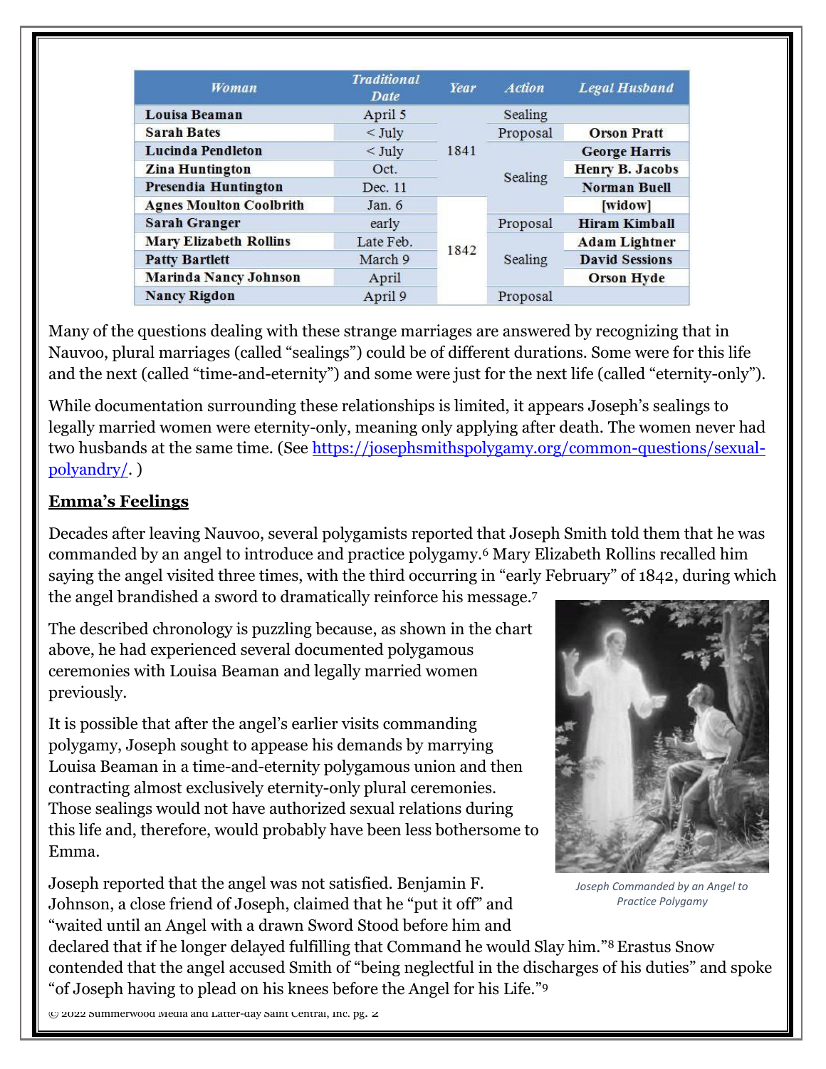| Woman | Traditional Date | Year | Action | Legal Husband |
|---|---|---|---|---|
| **Louisa Beaman** | April 5 | 1841 | Sealing | |
| **Sarah Bates** | < July | 1841 | Proposal | **Orson Pratt** |
| **Lucinda Pendleton** | < July | 1841 | Sealing | **George Harris** |
| **Zina Huntington** | Oct. | 1841 | Sealing | **Henry B. Jacobs** |
| **Presendia Huntington** | Dec. 11 | 1841 | Sealing | **Norman Buell** |
| **Agnes Moulton Coolbrith** | Jan. 6 | 1842 | Sealing | **[widow]** |
| **Sarah Granger** | early | 1842 | Proposal | **Hiram Kimball** |
| **Mary Elizabeth Rollins** | Late Feb. | 1842 | Sealing | **Adam Lightner** |
| **Patty Bartlett** | March 9 | 1842 | Sealing | **David Sessions** |
| **Marinda Nancy Johnson** | April | 1842 | Sealing | **Orson Hyde** |
| **Nancy Rigdon** | April 9 | 1842 | Proposal | |

Many of the questions dealing with these strange marriages are answered by recognizing that in Nauvoo, plural marriages (called "sealings") could be of different durations. Some were for this life and the next (called "time-and-eternity") and some were just for the next life (called "eternity-only").

While documentation surrounding these relationships is limited, it appears Joseph's sealings to legally married women were eternity-only, meaning only applying after death. The women never had two husbands at the same time. (See [https://josephsmithspolygamy.org/common-questions/sexual-polyandry/](https://josephsmithspolygamy.org/common-questions/sexual-polyandry/). )

## **Emma's Feelings**

Decades after leaving Nauvoo, several polygamists reported that Joseph Smith told them that he was commanded by an angel to introduce and practice polygamy.[6] Mary Elizabeth Rollins recalled him saying the angel visited three times, with the third occurring in "early February" of 1842, during which the angel brandished a sword to dramatically reinforce his message.[7]

The described chronology is puzzling because, as shown in the chart above, he had experienced several documented polygamous ceremonies with Louisa Beaman and legally married women previously.

It is possible that after the angel's earlier visits commanding polygamy, Joseph sought to appease his demands by marrying Louisa Beaman in a time-and-eternity polygamous union and then contracting almost exclusively eternity-only plural ceremonies. Those sealings would not have authorized sexual relations during this life and, therefore, would probably have been less bothersome to Emma.

*Joseph Commanded by an Angel to Practice Polygamy*

Joseph reported that the angel was not satisfied. Benjamin F. Johnson, a close friend of Joseph, claimed that he "put it off" and "waited until an Angel with a drawn Sword Stood before him and declared that if he longer delayed fulfilling that Command he would Slay him."[8] Erastus Snow contended that the angel accused Smith of "being neglectful in the discharges of his duties" and spoke "of Joseph having to plead on his knees before the Angel for his Life."[9]

© 2022 Summerwood Media and Latter-day Saint Central, Inc.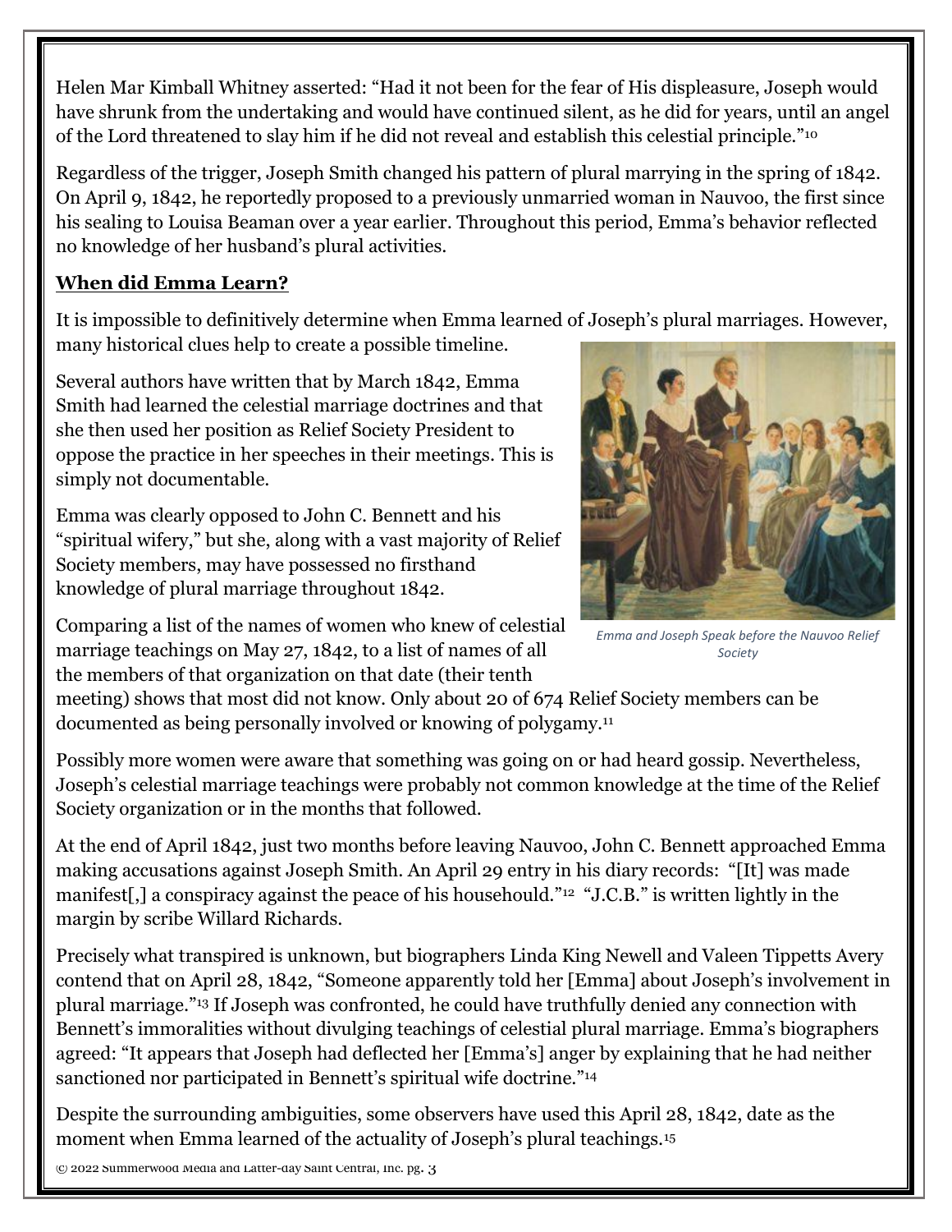Helen Mar Kimball Whitney asserted: "Had it not been for the fear of His displeasure, Joseph would have shrunk from the undertaking and would have continued silent, as he did for years, until an angel of the Lord threatened to slay him if he did not reveal and establish this celestial principle."[10]

Regardless of the trigger, Joseph Smith changed his pattern of plural marrying in the spring of 1842. On April 9, 1842, he reportedly proposed to a previously unmarried woman in Nauvoo, the first since his sealing to Louisa Beaman over a year earlier. Throughout this period, Emma's behavior reflected no knowledge of her husband's plural activities.

## When did Emma Learn?

It is impossible to definitively determine when Emma learned of Joseph's plural marriages. However, many historical clues help to create a possible timeline.

Several authors have written that by March 1842, Emma Smith had learned the celestial marriage doctrines and that she then used her position as Relief Society President to oppose the practice in her speeches in their meetings. This is simply not documentable.

Emma was clearly opposed to John C. Bennett and his "spiritual wifery," but she, along with a vast majority of Relief Society members, may have possessed no firsthand knowledge of plural marriage throughout 1842.

*Emma and Joseph Speak before the Nauvoo Relief Society*

Comparing a list of the names of women who knew of celestial marriage teachings on May 27, 1842, to a list of names of all the members of that organization on that date (their tenth meeting) shows that most did not know. Only about 20 of 674 Relief Society members can be documented as being personally involved or knowing of polygamy.[11]

Possibly more women were aware that something was going on or had heard gossip. Nevertheless, Joseph's celestial marriage teachings were probably not common knowledge at the time of the Relief Society organization or in the months that followed.

At the end of April 1842, just two months before leaving Nauvoo, John C. Bennett approached Emma making accusations against Joseph Smith. An April 29 entry in his diary records: "[It] was made manifest[,] a conspiracy against the peace of his househould."[12] "J.C.B." is written lightly in the margin by scribe Willard Richards.

Precisely what transpired is unknown, but biographers Linda King Newell and Valeen Tippetts Avery contend that on April 28, 1842, "Someone apparently told her [Emma] about Joseph's involvement in plural marriage."[13] If Joseph was confronted, he could have truthfully denied any connection with Bennett's immoralities without divulging teachings of celestial plural marriage. Emma's biographers agreed: "It appears that Joseph had deflected her [Emma's] anger by explaining that he had neither sanctioned nor participated in Bennett's spiritual wife doctrine."[14]

Despite the surrounding ambiguities, some observers have used this April 28, 1842, date as the moment when Emma learned of the actuality of Joseph's plural teachings.[15]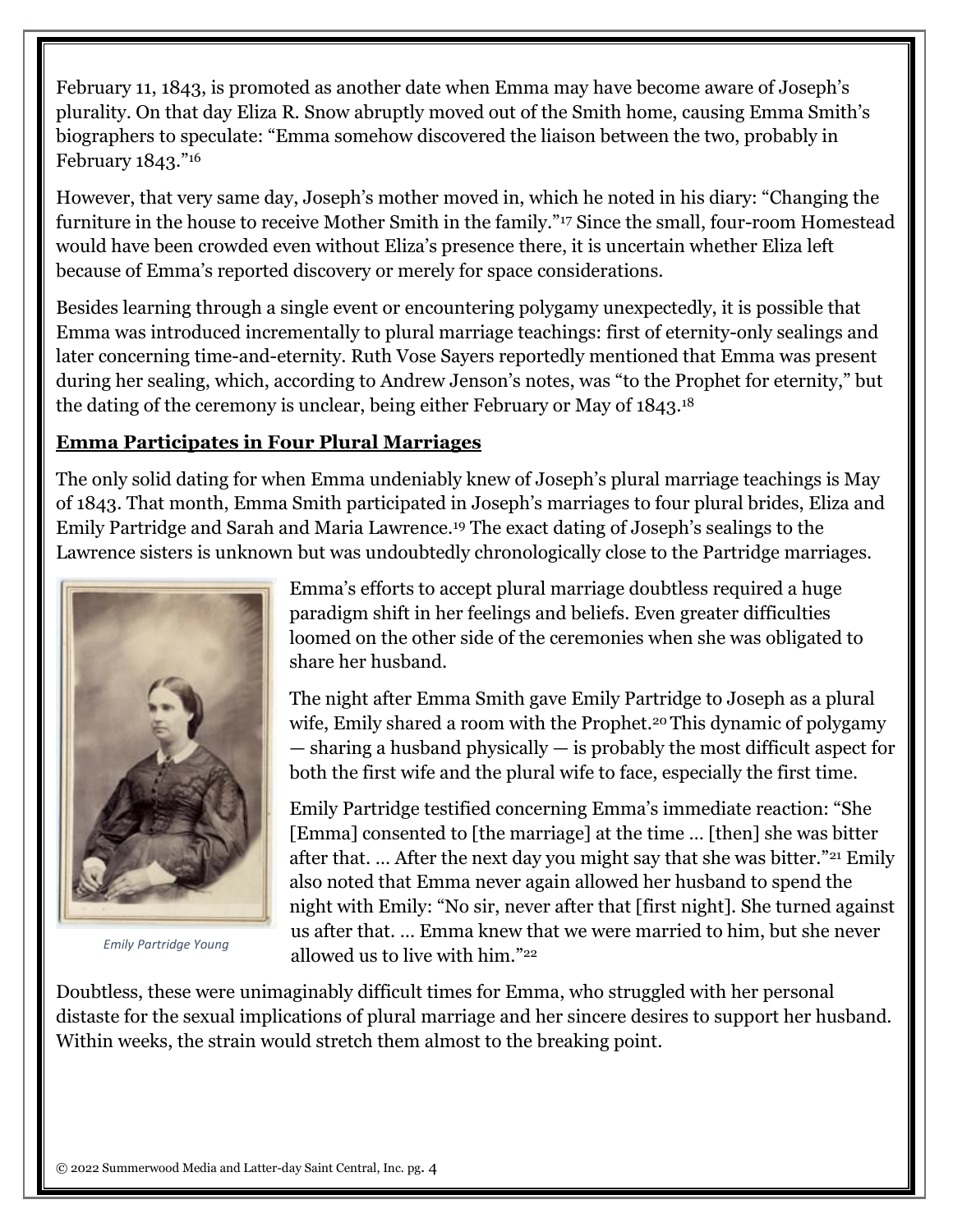February 11, 1843, is promoted as another date when Emma may have become aware of Joseph's plurality. On that day Eliza R. Snow abruptly moved out of the Smith home, causing Emma Smith's biographers to speculate: "Emma somehow discovered the liaison between the two, probably in February 1843."[16]

However, that very same day, Joseph's mother moved in, which he noted in his diary: "Changing the furniture in the house to receive Mother Smith in the family."[17] Since the small, four-room Homestead would have been crowded even without Eliza's presence there, it is uncertain whether Eliza left because of Emma's reported discovery or merely for space considerations.

Besides learning through a single event or encountering polygamy unexpectedly, it is possible that Emma was introduced incrementally to plural marriage teachings: first of eternity-only sealings and later concerning time-and-eternity. Ruth Vose Sayers reportedly mentioned that Emma was present during her sealing, which, according to Andrew Jenson's notes, was "to the Prophet for eternity," but the dating of the ceremony is unclear, being either February or May of 1843.[18]

## **Emma Participates in Four Plural Marriages**

The only solid dating for when Emma undeniably knew of Joseph's plural marriage teachings is May of 1843. That month, Emma Smith participated in Joseph's marriages to four plural brides, Eliza and Emily Partridge and Sarah and Maria Lawrence.[19] The exact dating of Joseph's sealings to the Lawrence sisters is unknown but was undoubtedly chronologically close to the Partridge marriages.

*Emily Partridge Young*

Emma's efforts to accept plural marriage doubtless required a huge paradigm shift in her feelings and beliefs. Even greater difficulties loomed on the other side of the ceremonies when she was obligated to share her husband.

The night after Emma Smith gave Emily Partridge to Joseph as a plural wife, Emily shared a room with the Prophet.[20] This dynamic of polygamy — sharing a husband physically — is probably the most difficult aspect for both the first wife and the plural wife to face, especially the first time.

Emily Partridge testified concerning Emma's immediate reaction: "She [Emma] consented to [the marriage] at the time … [then] she was bitter after that. … After the next day you might say that she was bitter."[21] Emily also noted that Emma never again allowed her husband to spend the night with Emily: "No sir, never after that [first night]. She turned against us after that. … Emma knew that we were married to him, but she never allowed us to live with him."[22]

Doubtless, these were unimaginably difficult times for Emma, who struggled with her personal distaste for the sexual implications of plural marriage and her sincere desires to support her husband. Within weeks, the strain would stretch them almost to the breaking point.

© 2022 Summerwood Media and Latter-day Saint Central, Inc.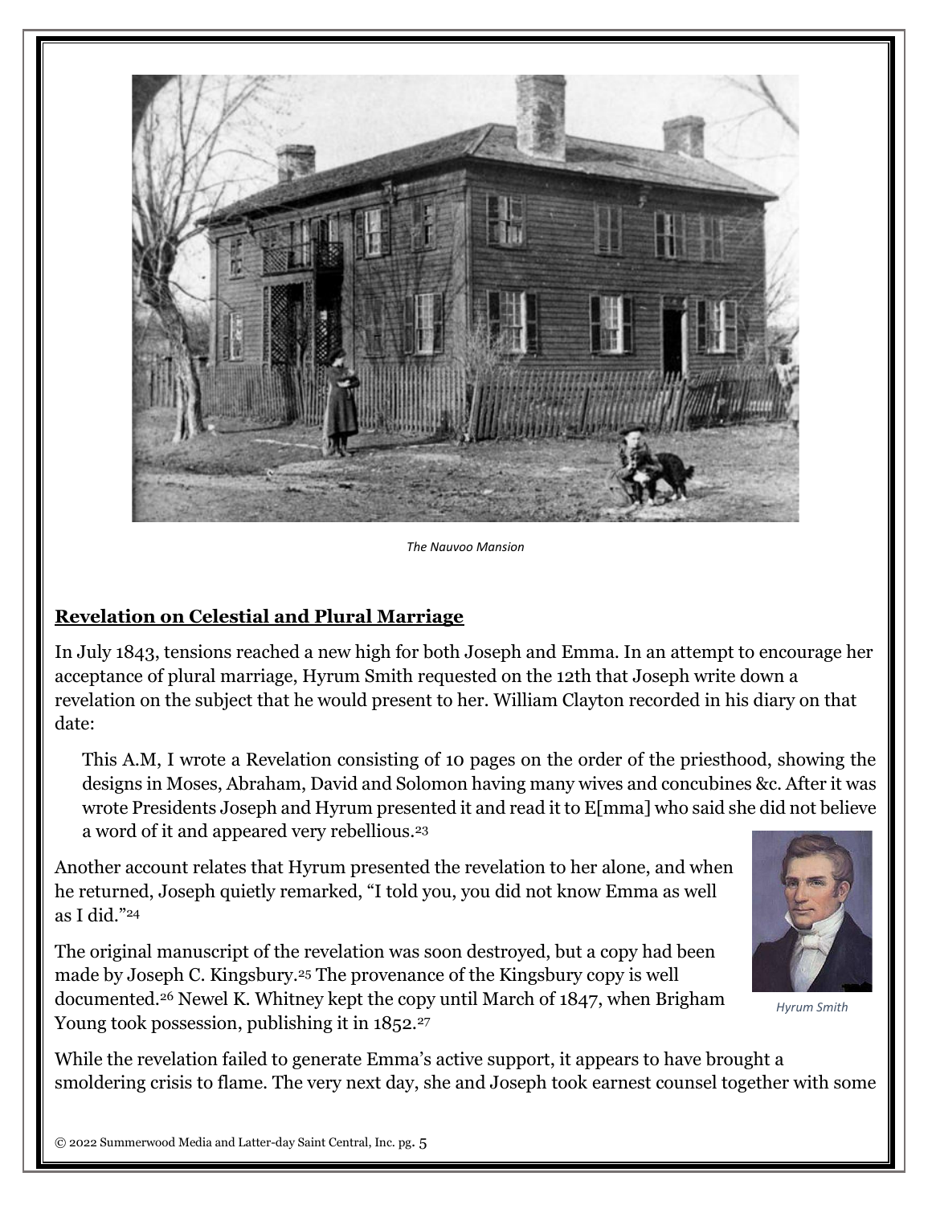*The Nauvoo Mansion*

## Revelation on Celestial and Plural Marriage

In July 1843, tensions reached a new high for both Joseph and Emma. In an attempt to encourage her acceptance of plural marriage, Hyrum Smith requested on the 12th that Joseph write down a revelation on the subject that he would present to her. William Clayton recorded in his diary on that date:

> This A.M, I wrote a Revelation consisting of 10 pages on the order of the priesthood, showing the designs in Moses, Abraham, David and Solomon having many wives and concubines &c. After it was wrote Presidents Joseph and Hyrum presented it and read it to E[mma] who said she did not believe a word of it and appeared very rebellious.[23]

Another account relates that Hyrum presented the revelation to her alone, and when he returned, Joseph quietly remarked, "I told you, you did not know Emma as well as I did."[24]

*Hyrum Smith*

The original manuscript of the revelation was soon destroyed, but a copy had been made by Joseph C. Kingsbury.[25] The provenance of the Kingsbury copy is well documented.[26] Newel K. Whitney kept the copy until March of 1847, when Brigham Young took possession, publishing it in 1852.[27]

While the revelation failed to generate Emma's active support, it appears to have brought a smoldering crisis to flame. The very next day, she and Joseph took earnest counsel together with some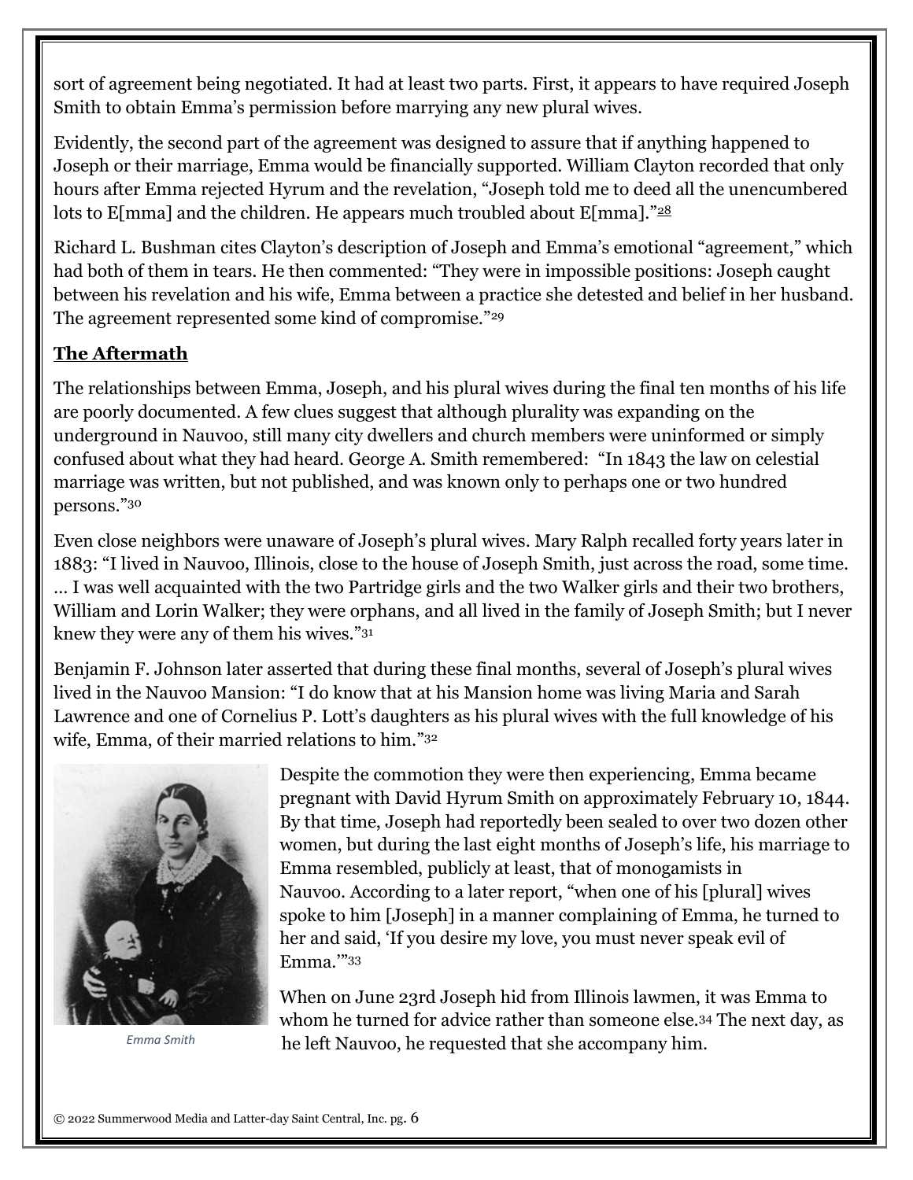sort of agreement being negotiated. It had at least two parts. First, it appears to have required Joseph Smith to obtain Emma's permission before marrying any new plural wives.

Evidently, the second part of the agreement was designed to assure that if anything happened to Joseph or their marriage, Emma would be financially supported. William Clayton recorded that only hours after Emma rejected Hyrum and the revelation, "Joseph told me to deed all the unencumbered lots to E[mma] and the children. He appears much troubled about E[mma]."[28]

Richard L. Bushman cites Clayton's description of Joseph and Emma's emotional "agreement," which had both of them in tears. He then commented: "They were in impossible positions: Joseph caught between his revelation and his wife, Emma between a practice she detested and belief in her husband. The agreement represented some kind of compromise."[29]

## **The Aftermath**

The relationships between Emma, Joseph, and his plural wives during the final ten months of his life are poorly documented. A few clues suggest that although plurality was expanding on the underground in Nauvoo, still many city dwellers and church members were uninformed or simply confused about what they had heard. George A. Smith remembered: "In 1843 the law on celestial marriage was written, but not published, and was known only to perhaps one or two hundred persons."[30]

Even close neighbors were unaware of Joseph's plural wives. Mary Ralph recalled forty years later in 1883: "I lived in Nauvoo, Illinois, close to the house of Joseph Smith, just across the road, some time. … I was well acquainted with the two Partridge girls and the two Walker girls and their two brothers, William and Lorin Walker; they were orphans, and all lived in the family of Joseph Smith; but I never knew they were any of them his wives."[31]

Benjamin F. Johnson later asserted that during these final months, several of Joseph's plural wives lived in the Nauvoo Mansion: "I do know that at his Mansion home was living Maria and Sarah Lawrence and one of Cornelius P. Lott's daughters as his plural wives with the full knowledge of his wife, Emma, of their married relations to him."[32]

*Emma Smith*

Despite the commotion they were then experiencing, Emma became pregnant with David Hyrum Smith on approximately February 10, 1844. By that time, Joseph had reportedly been sealed to over two dozen other women, but during the last eight months of Joseph's life, his marriage to Emma resembled, publicly at least, that of monogamists in Nauvoo. According to a later report, "when one of his [plural] wives spoke to him [Joseph] in a manner complaining of Emma, he turned to her and said, 'If you desire my love, you must never speak evil of Emma.'"[33]

When on June 23rd Joseph hid from Illinois lawmen, it was Emma to whom he turned for advice rather than someone else.[34] The next day, as he left Nauvoo, he requested that she accompany him.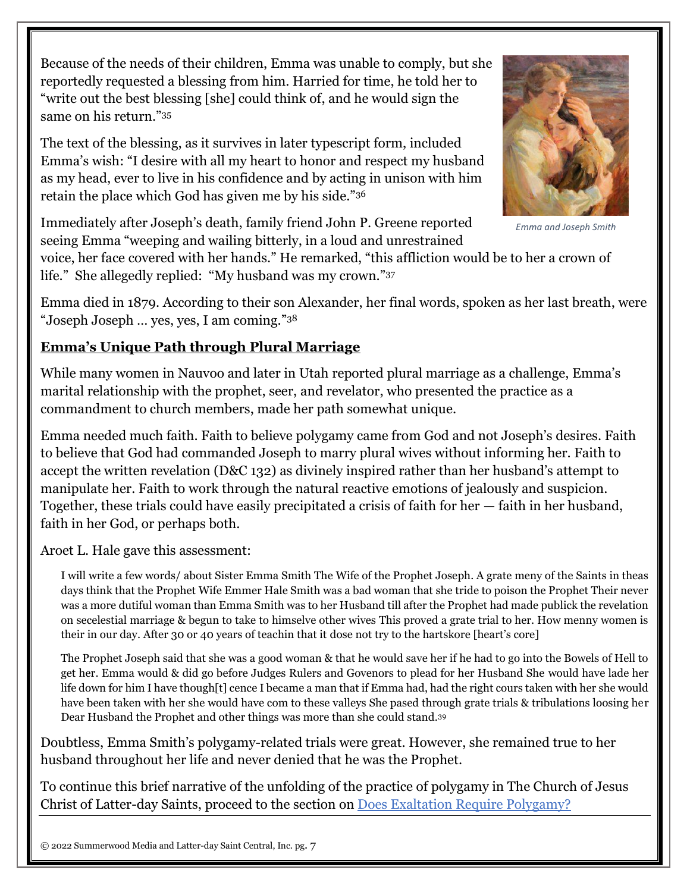Because of the needs of their children, Emma was unable to comply, but she reportedly requested a blessing from him. Harried for time, he told her to "write out the best blessing [she] could think of, and he would sign the same on his return."[35]

The text of the blessing, as it survives in later typescript form, included Emma's wish: "I desire with all my heart to honor and respect my husband as my head, ever to live in his confidence and by acting in unison with him retain the place which God has given me by his side."[36]

*Emma and Joseph Smith*

Immediately after Joseph's death, family friend John P. Greene reported seeing Emma "weeping and wailing bitterly, in a loud and unrestrained voice, her face covered with her hands." He remarked, "this affliction would be to her a crown of life." She allegedly replied: "My husband was my crown."[37]

Emma died in 1879. According to their son Alexander, her final words, spoken as her last breath, were "Joseph Joseph … yes, yes, I am coming."[38]

## **Emma's Unique Path through Plural Marriage**

While many women in Nauvoo and later in Utah reported plural marriage as a challenge, Emma's marital relationship with the prophet, seer, and revelator, who presented the practice as a commandment to church members, made her path somewhat unique.

Emma needed much faith. Faith to believe polygamy came from God and not Joseph's desires. Faith to believe that God had commanded Joseph to marry plural wives without informing her. Faith to accept the written revelation (D&C 132) as divinely inspired rather than her husband's attempt to manipulate her. Faith to work through the natural reactive emotions of jealously and suspicion. Together, these trials could have easily precipitated a crisis of faith for her — faith in her husband, faith in her God, or perhaps both.

Aroet L. Hale gave this assessment:

> I will write a few words/ about Sister Emma Smith The Wife of the Prophet Joseph. A grate meny of the Saints in theas days think that the Prophet Wife Emmer Hale Smith was a bad woman that she tride to poison the Prophet Their never was a more dutiful woman than Emma Smith was to her Husband till after the Prophet had made publick the revelation on secelestial marriage & begun to take to himselve other wives This proved a grate trial to her. How menny women is their in our day. After 30 or 40 years of teachin that it dose not try to the hartskore [heart's core]
>
> The Prophet Joseph said that she was a good woman & that he would save her if he had to go into the Bowels of Hell to get her. Emma would & did go before Judges Rulers and Govenors to plead for her Husband She would have lade her life down for him I have though[t] cence I became a man that if Emma had, had the right cours taken with her she would have been taken with her she would have com to these valleys She pased through grate trials & tribulations loosing her Dear Husband the Prophet and other things was more than she could stand.[39]

Doubtless, Emma Smith's polygamy-related trials were great. However, she remained true to her husband throughout her life and never denied that he was the Prophet.

To continue this brief narrative of the unfolding of the practice of polygamy in The Church of Jesus Christ of Latter-day Saints, proceed to the section on Does Exaltation Require Polygamy?

© 2022 Summerwood Media and Latter-day Saint Central, Inc.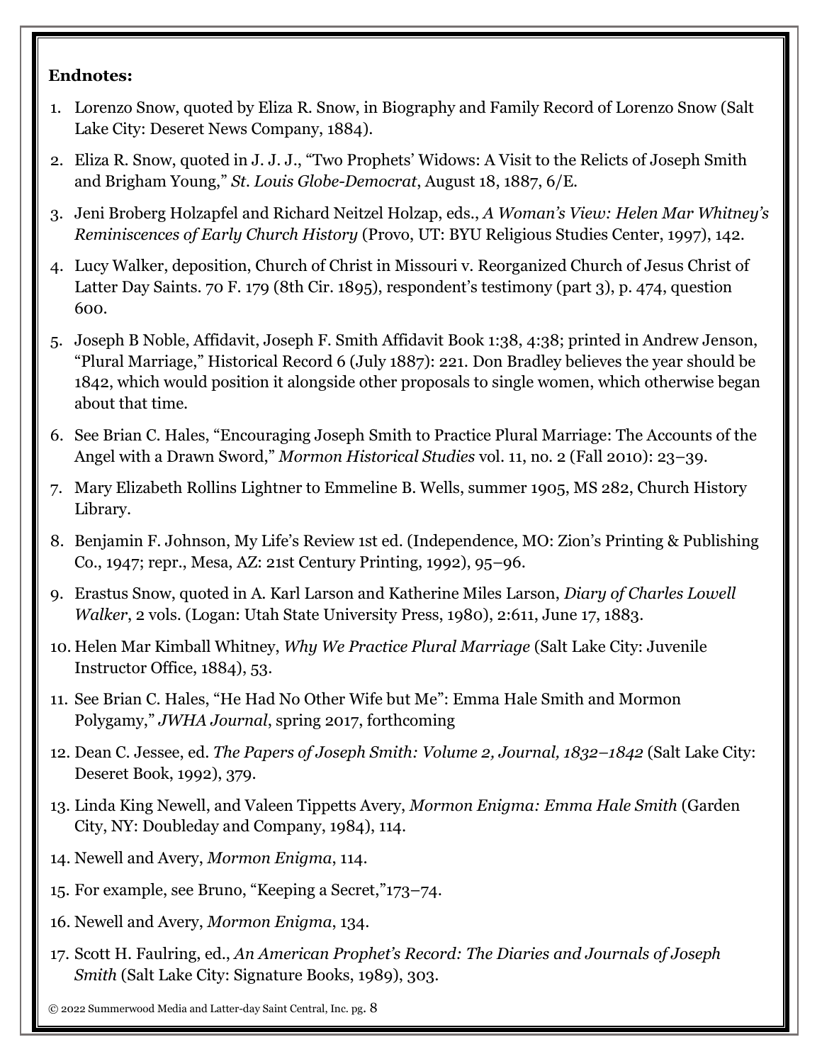**Endnotes:**

1. Lorenzo Snow, quoted by Eliza R. Snow, in Biography and Family Record of Lorenzo Snow (Salt Lake City: Deseret News Company, 1884).
2. Eliza R. Snow, quoted in J. J. J., "Two Prophets' Widows: A Visit to the Relicts of Joseph Smith and Brigham Young," *St. Louis Globe-Democrat*, August 18, 1887, 6/E.
3. Jeni Broberg Holzapfel and Richard Neitzel Holzap, eds., *A Woman's View: Helen Mar Whitney's Reminiscences of Early Church History* (Provo, UT: BYU Religious Studies Center, 1997), 142.
4. Lucy Walker, deposition, Church of Christ in Missouri v. Reorganized Church of Jesus Christ of Latter Day Saints. 70 F. 179 (8th Cir. 1895), respondent's testimony (part 3), p. 474, question 600.
5. Joseph B Noble, Affidavit, Joseph F. Smith Affidavit Book 1:38, 4:38; printed in Andrew Jenson, "Plural Marriage," Historical Record 6 (July 1887): 221. Don Bradley believes the year should be 1842, which would position it alongside other proposals to single women, which otherwise began about that time.
6. See Brian C. Hales, "Encouraging Joseph Smith to Practice Plural Marriage: The Accounts of the Angel with a Drawn Sword," *Mormon Historical Studies* vol. 11, no. 2 (Fall 2010): 23–39.
7. Mary Elizabeth Rollins Lightner to Emmeline B. Wells, summer 1905, MS 282, Church History Library.
8. Benjamin F. Johnson, My Life's Review 1st ed. (Independence, MO: Zion's Printing & Publishing Co., 1947; repr., Mesa, AZ: 21st Century Printing, 1992), 95–96.
9. Erastus Snow, quoted in A. Karl Larson and Katherine Miles Larson, *Diary of Charles Lowell Walker*, 2 vols. (Logan: Utah State University Press, 1980), 2:611, June 17, 1883.
10. Helen Mar Kimball Whitney, *Why We Practice Plural Marriage* (Salt Lake City: Juvenile Instructor Office, 1884), 53.
11. See Brian C. Hales, "He Had No Other Wife but Me": Emma Hale Smith and Mormon Polygamy," *JWHA Journal*, spring 2017, forthcoming
12. Dean C. Jessee, ed. *The Papers of Joseph Smith: Volume 2, Journal, 1832–1842* (Salt Lake City: Deseret Book, 1992), 379.
13. Linda King Newell, and Valeen Tippetts Avery, *Mormon Enigma: Emma Hale Smith* (Garden City, NY: Doubleday and Company, 1984), 114.
14. Newell and Avery, *Mormon Enigma*, 114.
15. For example, see Bruno, "Keeping a Secret,"173–74.
16. Newell and Avery, *Mormon Enigma*, 134.
17. Scott H. Faulring, ed., *An American Prophet's Record: The Diaries and Journals of Joseph Smith* (Salt Lake City: Signature Books, 1989), 303.

© 2022 Summerwood Media and Latter-day Saint Central, Inc.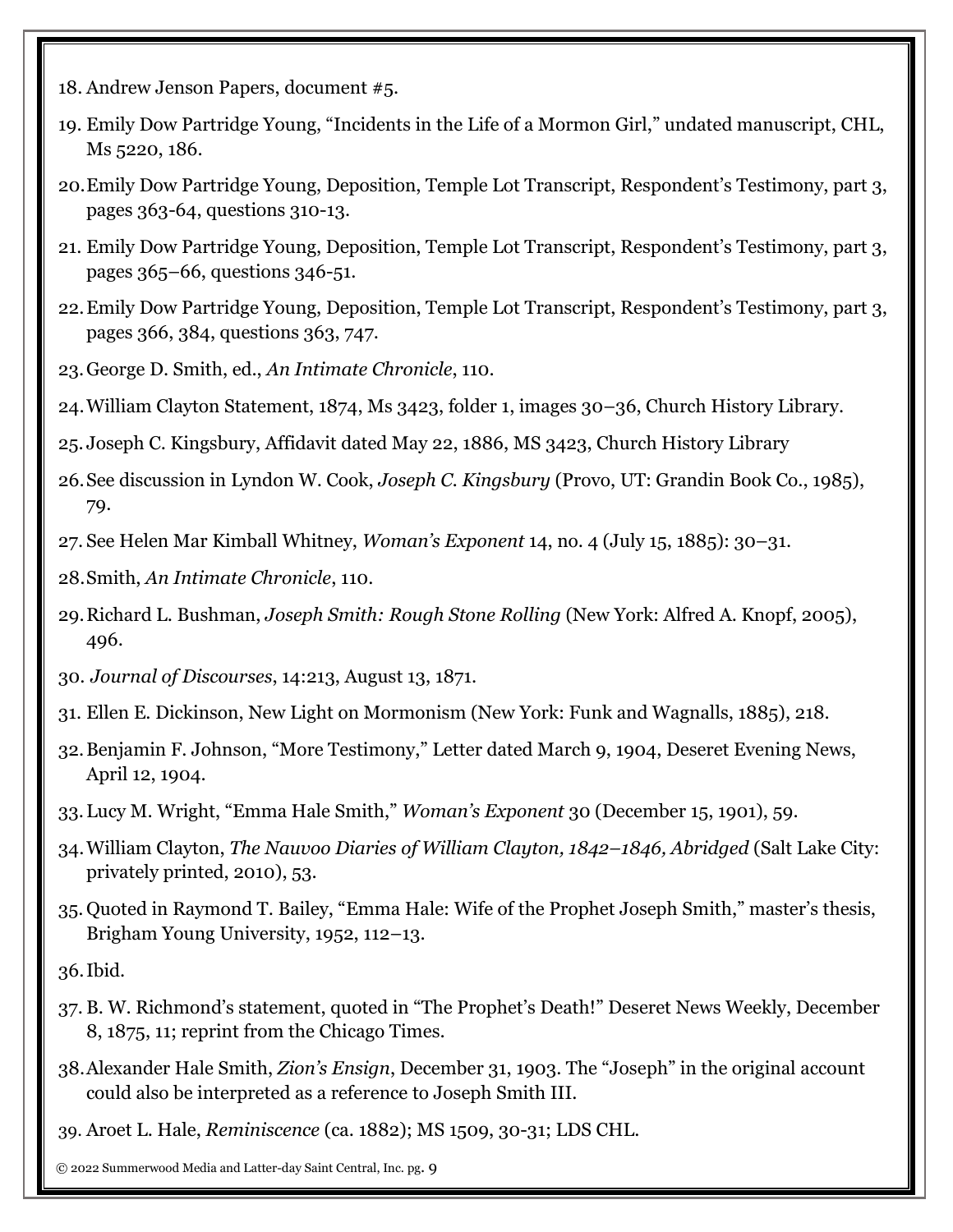18. Andrew Jenson Papers, document #5.

19. Emily Dow Partridge Young, "Incidents in the Life of a Mormon Girl," undated manuscript, CHL, Ms 5220, 186.

20. Emily Dow Partridge Young, Deposition, Temple Lot Transcript, Respondent's Testimony, part 3, pages 363-64, questions 310-13.

21. Emily Dow Partridge Young, Deposition, Temple Lot Transcript, Respondent's Testimony, part 3, pages 365–66, questions 346-51.

22. Emily Dow Partridge Young, Deposition, Temple Lot Transcript, Respondent's Testimony, part 3, pages 366, 384, questions 363, 747.

23. George D. Smith, ed., *An Intimate Chronicle*, 110.

24. William Clayton Statement, 1874, Ms 3423, folder 1, images 30–36, Church History Library.

25. Joseph C. Kingsbury, Affidavit dated May 22, 1886, MS 3423, Church History Library

26. See discussion in Lyndon W. Cook, *Joseph C. Kingsbury* (Provo, UT: Grandin Book Co., 1985), 79.

27. See Helen Mar Kimball Whitney, *Woman's Exponent* 14, no. 4 (July 15, 1885): 30–31.

28. Smith, *An Intimate Chronicle*, 110.

29. Richard L. Bushman, *Joseph Smith: Rough Stone Rolling* (New York: Alfred A. Knopf, 2005), 496.

30. *Journal of Discourses*, 14:213, August 13, 1871.

31. Ellen E. Dickinson, New Light on Mormonism (New York: Funk and Wagnalls, 1885), 218.

32. Benjamin F. Johnson, "More Testimony," Letter dated March 9, 1904, Deseret Evening News, April 12, 1904.

33. Lucy M. Wright, "Emma Hale Smith," *Woman's Exponent* 30 (December 15, 1901), 59.

34. William Clayton, *The Nauvoo Diaries of William Clayton, 1842–1846, Abridged* (Salt Lake City: privately printed, 2010), 53.

35. Quoted in Raymond T. Bailey, "Emma Hale: Wife of the Prophet Joseph Smith," master's thesis, Brigham Young University, 1952, 112–13.

36. Ibid.

37. B. W. Richmond's statement, quoted in "The Prophet's Death!" Deseret News Weekly, December 8, 1875, 11; reprint from the Chicago Times.

38. Alexander Hale Smith, *Zion's Ensign*, December 31, 1903. The "Joseph" in the original account could also be interpreted as a reference to Joseph Smith III.

39. Aroet L. Hale, *Reminiscence* (ca. 1882); MS 1509, 30-31; LDS CHL.

© 2022 Summerwood Media and Latter-day Saint Central, Inc.